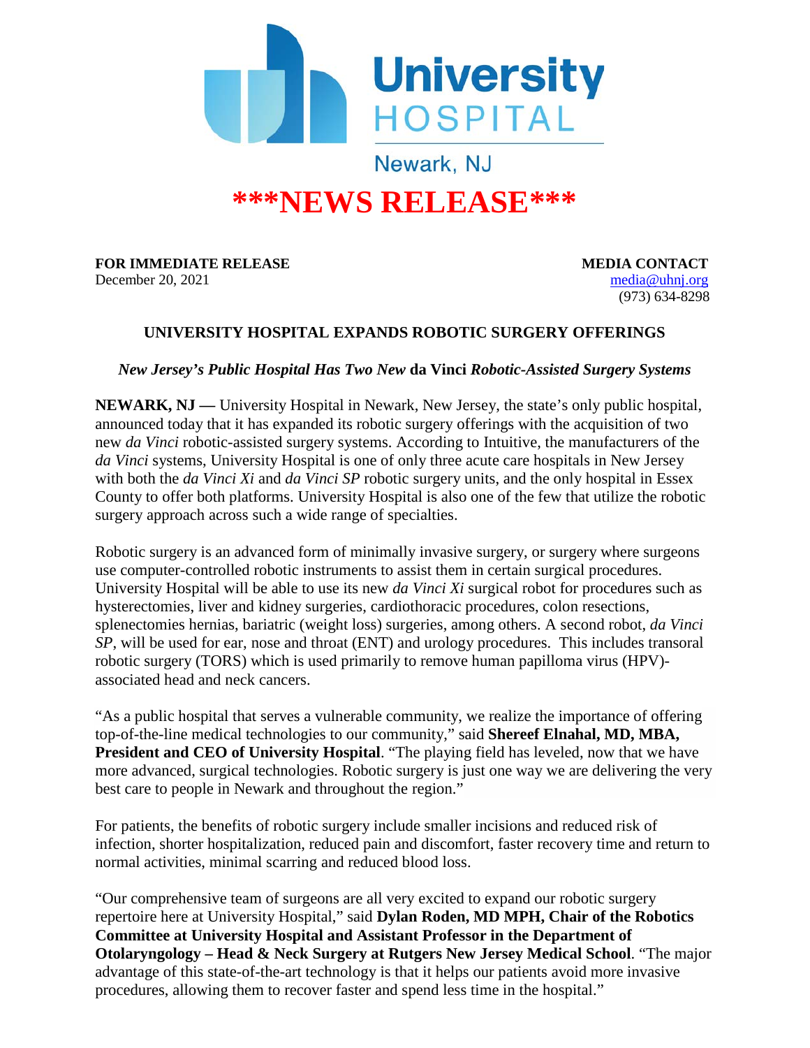University HOSPITAL

Newark, NJ

# ***NEWS RELEASE***

**FOR IMMEDIATE RELEASE**
December 20, 2021

**MEDIA CONTACT**
media@uhnj.org
(973) 634-8298

## UNIVERSITY HOSPITAL EXPANDS ROBOTIC SURGERY OFFERINGS

***New Jersey's Public Hospital Has Two New* da Vinci *Robotic-Assisted Surgery Systems***

**NEWARK, NJ —** University Hospital in Newark, New Jersey, the state's only public hospital, announced today that it has expanded its robotic surgery offerings with the acquisition of two new *da Vinci* robotic-assisted surgery systems. According to Intuitive, the manufacturers of the *da Vinci* systems, University Hospital is one of only three acute care hospitals in New Jersey with both the *da Vinci Xi* and *da Vinci SP* robotic surgery units, and the only hospital in Essex County to offer both platforms. University Hospital is also one of the few that utilize the robotic surgery approach across such a wide range of specialties.

Robotic surgery is an advanced form of minimally invasive surgery, or surgery where surgeons use computer-controlled robotic instruments to assist them in certain surgical procedures. University Hospital will be able to use its new *da Vinci Xi* surgical robot for procedures such as hysterectomies, liver and kidney surgeries, cardiothoracic procedures, colon resections, splenectomies hernias, bariatric (weight loss) surgeries, among others. A second robot, *da Vinci SP*, will be used for ear, nose and throat (ENT) and urology procedures. This includes transoral robotic surgery (TORS) which is used primarily to remove human papilloma virus (HPV)-associated head and neck cancers.

"As a public hospital that serves a vulnerable community, we realize the importance of offering top-of-the-line medical technologies to our community," said **Shereef Elnahal, MD, MBA, President and CEO of University Hospital**. "The playing field has leveled, now that we have more advanced, surgical technologies. Robotic surgery is just one way we are delivering the very best care to people in Newark and throughout the region."

For patients, the benefits of robotic surgery include smaller incisions and reduced risk of infection, shorter hospitalization, reduced pain and discomfort, faster recovery time and return to normal activities, minimal scarring and reduced blood loss.

"Our comprehensive team of surgeons are all very excited to expand our robotic surgery repertoire here at University Hospital," said **Dylan Roden, MD MPH, Chair of the Robotics Committee at University Hospital and Assistant Professor in the Department of Otolaryngology – Head & Neck Surgery at Rutgers New Jersey Medical School**. "The major advantage of this state-of-the-art technology is that it helps our patients avoid more invasive procedures, allowing them to recover faster and spend less time in the hospital."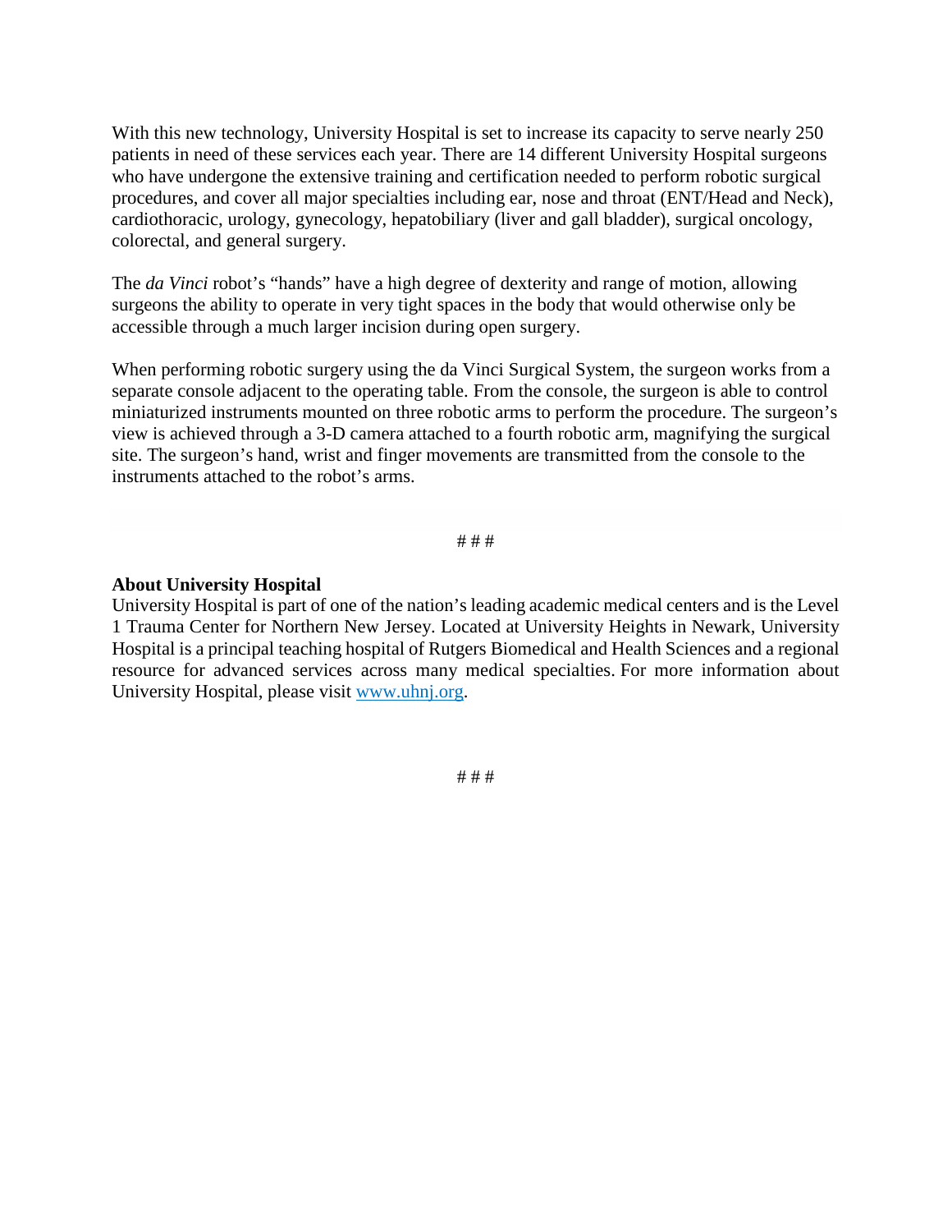With this new technology, University Hospital is set to increase its capacity to serve nearly 250 patients in need of these services each year. There are 14 different University Hospital surgeons who have undergone the extensive training and certification needed to perform robotic surgical procedures, and cover all major specialties including ear, nose and throat (ENT/Head and Neck), cardiothoracic, urology, gynecology, hepatobiliary (liver and gall bladder), surgical oncology, colorectal, and general surgery.

The *da Vinci* robot's "hands" have a high degree of dexterity and range of motion, allowing surgeons the ability to operate in very tight spaces in the body that would otherwise only be accessible through a much larger incision during open surgery.

When performing robotic surgery using the da Vinci Surgical System, the surgeon works from a separate console adjacent to the operating table. From the console, the surgeon is able to control miniaturized instruments mounted on three robotic arms to perform the procedure. The surgeon's view is achieved through a 3-D camera attached to a fourth robotic arm, magnifying the surgical site. The surgeon's hand, wrist and finger movements are transmitted from the console to the instruments attached to the robot's arms.

# # #

**About University Hospital**

University Hospital is part of one of the nation's leading academic medical centers and is the Level 1 Trauma Center for Northern New Jersey. Located at University Heights in Newark, University Hospital is a principal teaching hospital of Rutgers Biomedical and Health Sciences and a regional resource for advanced services across many medical specialties. For more information about University Hospital, please visit [www.uhnj.org](http://www.uhnj.org).

# # #